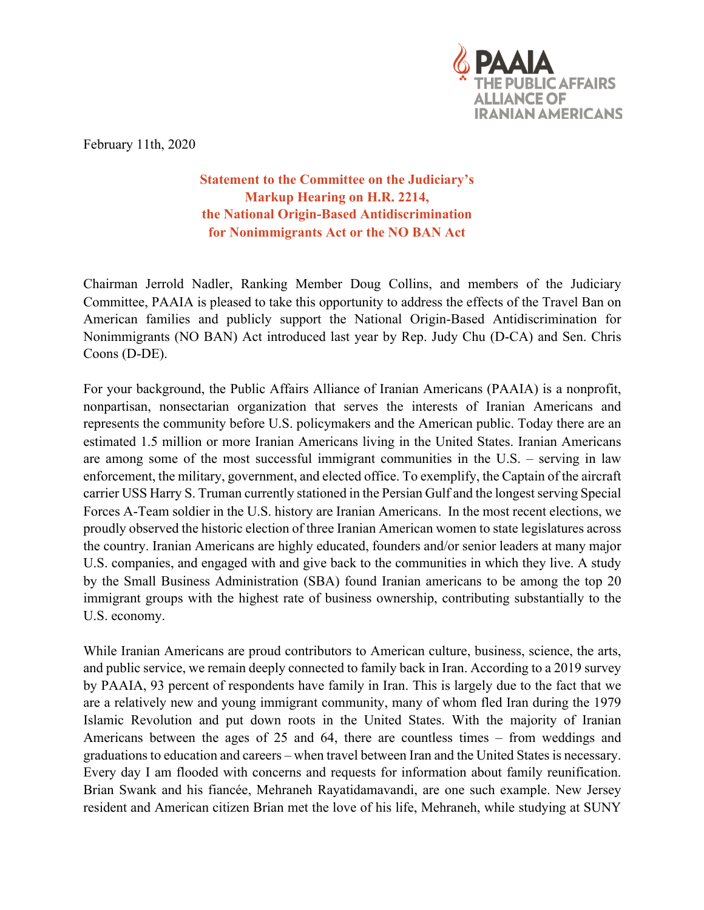PAAIA
THE PUBLIC AFFAIRS ALLIANCE OF IRANIAN AMERICANS

February 11th, 2020

**Statement to the Committee on the Judiciary's Markup Hearing on H.R. 2214, the National Origin-Based Antidiscrimination for Nonimmigrants Act or the NO BAN Act**

Chairman Jerrold Nadler, Ranking Member Doug Collins, and members of the Judiciary Committee, PAAIA is pleased to take this opportunity to address the effects of the Travel Ban on American families and publicly support the National Origin-Based Antidiscrimination for Nonimmigrants (NO BAN) Act introduced last year by Rep. Judy Chu (D-CA) and Sen. Chris Coons (D-DE).

For your background, the Public Affairs Alliance of Iranian Americans (PAAIA) is a nonprofit, nonpartisan, nonsectarian organization that serves the interests of Iranian Americans and represents the community before U.S. policymakers and the American public. Today there are an estimated 1.5 million or more Iranian Americans living in the United States. Iranian Americans are among some of the most successful immigrant communities in the U.S. – serving in law enforcement, the military, government, and elected office. To exemplify, the Captain of the aircraft carrier USS Harry S. Truman currently stationed in the Persian Gulf and the longest serving Special Forces A-Team soldier in the U.S. history are Iranian Americans. In the most recent elections, we proudly observed the historic election of three Iranian American women to state legislatures across the country. Iranian Americans are highly educated, founders and/or senior leaders at many major U.S. companies, and engaged with and give back to the communities in which they live. A study by the Small Business Administration (SBA) found Iranian americans to be among the top 20 immigrant groups with the highest rate of business ownership, contributing substantially to the U.S. economy.

While Iranian Americans are proud contributors to American culture, business, science, the arts, and public service, we remain deeply connected to family back in Iran. According to a 2019 survey by PAAIA, 93 percent of respondents have family in Iran. This is largely due to the fact that we are a relatively new and young immigrant community, many of whom fled Iran during the 1979 Islamic Revolution and put down roots in the United States. With the majority of Iranian Americans between the ages of 25 and 64, there are countless times – from weddings and graduations to education and careers – when travel between Iran and the United States is necessary. Every day I am flooded with concerns and requests for information about family reunification. Brian Swank and his fiancée, Mehraneh Rayatidamavandi, are one such example. New Jersey resident and American citizen Brian met the love of his life, Mehraneh, while studying at SUNY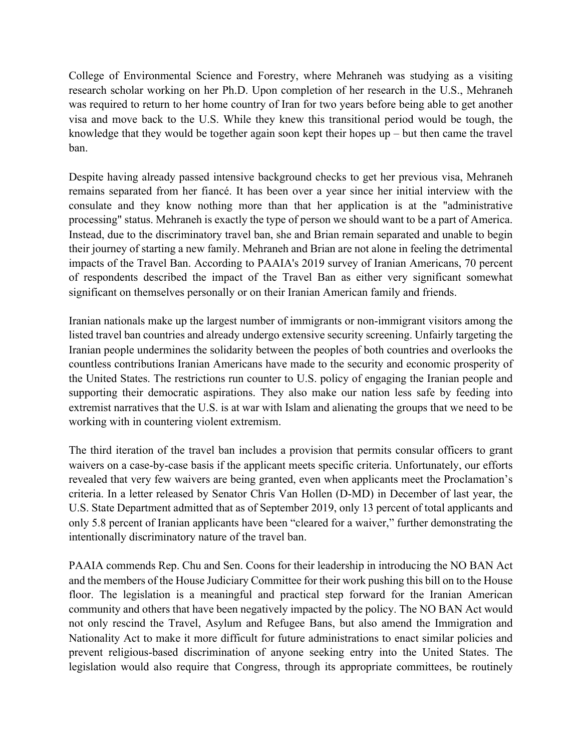College of Environmental Science and Forestry, where Mehraneh was studying as a visiting research scholar working on her Ph.D. Upon completion of her research in the U.S., Mehraneh was required to return to her home country of Iran for two years before being able to get another visa and move back to the U.S. While they knew this transitional period would be tough, the knowledge that they would be together again soon kept their hopes up – but then came the travel ban.

Despite having already passed intensive background checks to get her previous visa, Mehraneh remains separated from her fiancé. It has been over a year since her initial interview with the consulate and they know nothing more than that her application is at the "administrative processing" status. Mehraneh is exactly the type of person we should want to be a part of America. Instead, due to the discriminatory travel ban, she and Brian remain separated and unable to begin their journey of starting a new family. Mehraneh and Brian are not alone in feeling the detrimental impacts of the Travel Ban. According to PAAIA's 2019 survey of Iranian Americans, 70 percent of respondents described the impact of the Travel Ban as either very significant somewhat significant on themselves personally or on their Iranian American family and friends.

Iranian nationals make up the largest number of immigrants or non-immigrant visitors among the listed travel ban countries and already undergo extensive security screening. Unfairly targeting the Iranian people undermines the solidarity between the peoples of both countries and overlooks the countless contributions Iranian Americans have made to the security and economic prosperity of the United States. The restrictions run counter to U.S. policy of engaging the Iranian people and supporting their democratic aspirations. They also make our nation less safe by feeding into extremist narratives that the U.S. is at war with Islam and alienating the groups that we need to be working with in countering violent extremism.

The third iteration of the travel ban includes a provision that permits consular officers to grant waivers on a case-by-case basis if the applicant meets specific criteria. Unfortunately, our efforts revealed that very few waivers are being granted, even when applicants meet the Proclamation's criteria. In a letter released by Senator Chris Van Hollen (D-MD) in December of last year, the U.S. State Department admitted that as of September 2019, only 13 percent of total applicants and only 5.8 percent of Iranian applicants have been "cleared for a waiver," further demonstrating the intentionally discriminatory nature of the travel ban.

PAAIA commends Rep. Chu and Sen. Coons for their leadership in introducing the NO BAN Act and the members of the House Judiciary Committee for their work pushing this bill on to the House floor. The legislation is a meaningful and practical step forward for the Iranian American community and others that have been negatively impacted by the policy. The NO BAN Act would not only rescind the Travel, Asylum and Refugee Bans, but also amend the Immigration and Nationality Act to make it more difficult for future administrations to enact similar policies and prevent religious-based discrimination of anyone seeking entry into the United States. The legislation would also require that Congress, through its appropriate committees, be routinely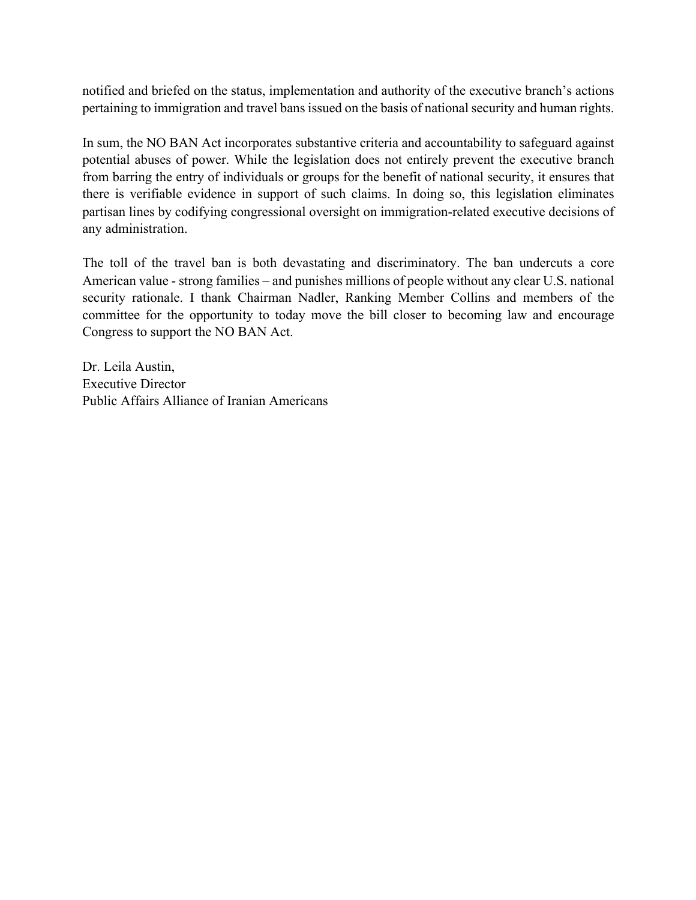notified and briefed on the status, implementation and authority of the executive branch's actions pertaining to immigration and travel bans issued on the basis of national security and human rights.

In sum, the NO BAN Act incorporates substantive criteria and accountability to safeguard against potential abuses of power. While the legislation does not entirely prevent the executive branch from barring the entry of individuals or groups for the benefit of national security, it ensures that there is verifiable evidence in support of such claims. In doing so, this legislation eliminates partisan lines by codifying congressional oversight on immigration-related executive decisions of any administration.

The toll of the travel ban is both devastating and discriminatory. The ban undercuts a core American value - strong families – and punishes millions of people without any clear U.S. national security rationale. I thank Chairman Nadler, Ranking Member Collins and members of the committee for the opportunity to today move the bill closer to becoming law and encourage Congress to support the NO BAN Act.

Dr. Leila Austin,
Executive Director
Public Affairs Alliance of Iranian Americans